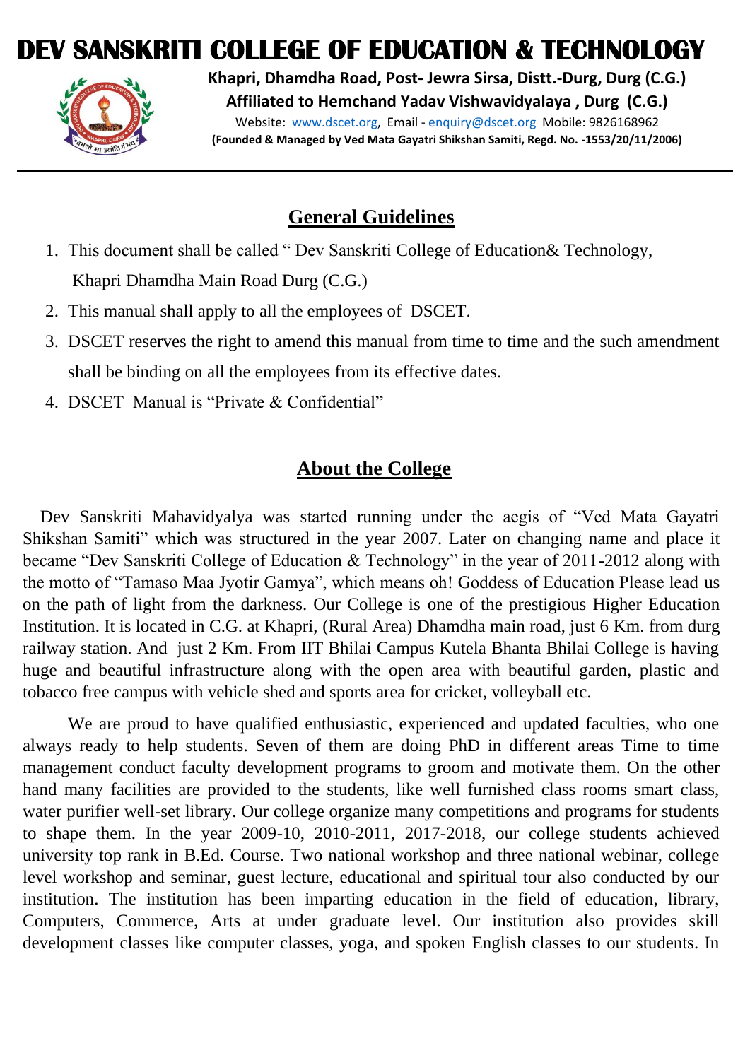# DEV SANSKRITI COLLEGE OF EDUCATION & TECHNOLOGY

**Khapri, Dhamdha Road, Post- Jewra Sirsa, Distt.-Durg, Durg (C.G.)**
**Affiliated to Hemchand Yadav Vishwavidyalaya , Durg (C.G.)**
Website: www.dscet.org, Email - enquiry@dscet.org Mobile: 9826168962
**(Founded & Managed by Ved Mata Gayatri Shikshan Samiti, Regd. No. -1553/20/11/2006)**

---

## General Guidelines

1. This document shall be called " Dev Sanskriti College of Education& Technology, Khapri Dhamdha Main Road Durg (C.G.)
2. This manual shall apply to all the employees of DSCET.
3. DSCET reserves the right to amend this manual from time to time and the such amendment shall be binding on all the employees from its effective dates.
4. DSCET Manual is "Private & Confidential"

## About the College

Dev Sanskriti Mahavidyalya was started running under the aegis of "Ved Mata Gayatri Shikshan Samiti" which was structured in the year 2007. Later on changing name and place it became "Dev Sanskriti College of Education & Technology" in the year of 2011-2012 along with the motto of "Tamaso Maa Jyotir Gamya", which means oh! Goddess of Education Please lead us on the path of light from the darkness. Our College is one of the prestigious Higher Education Institution. It is located in C.G. at Khapri, (Rural Area) Dhamdha main road, just 6 Km. from durg railway station. And just 2 Km. From IIT Bhilai Campus Kutela Bhanta Bhilai College is having huge and beautiful infrastructure along with the open area with beautiful garden, plastic and tobacco free campus with vehicle shed and sports area for cricket, volleyball etc.

We are proud to have qualified enthusiastic, experienced and updated faculties, who one always ready to help students. Seven of them are doing PhD in different areas Time to time management conduct faculty development programs to groom and motivate them. On the other hand many facilities are provided to the students, like well furnished class rooms smart class, water purifier well-set library. Our college organize many competitions and programs for students to shape them. In the year 2009-10, 2010-2011, 2017-2018, our college students achieved university top rank in B.Ed. Course. Two national workshop and three national webinar, college level workshop and seminar, guest lecture, educational and spiritual tour also conducted by our institution. The institution has been imparting education in the field of education, library, Computers, Commerce, Arts at under graduate level. Our institution also provides skill development classes like computer classes, yoga, and spoken English classes to our students. In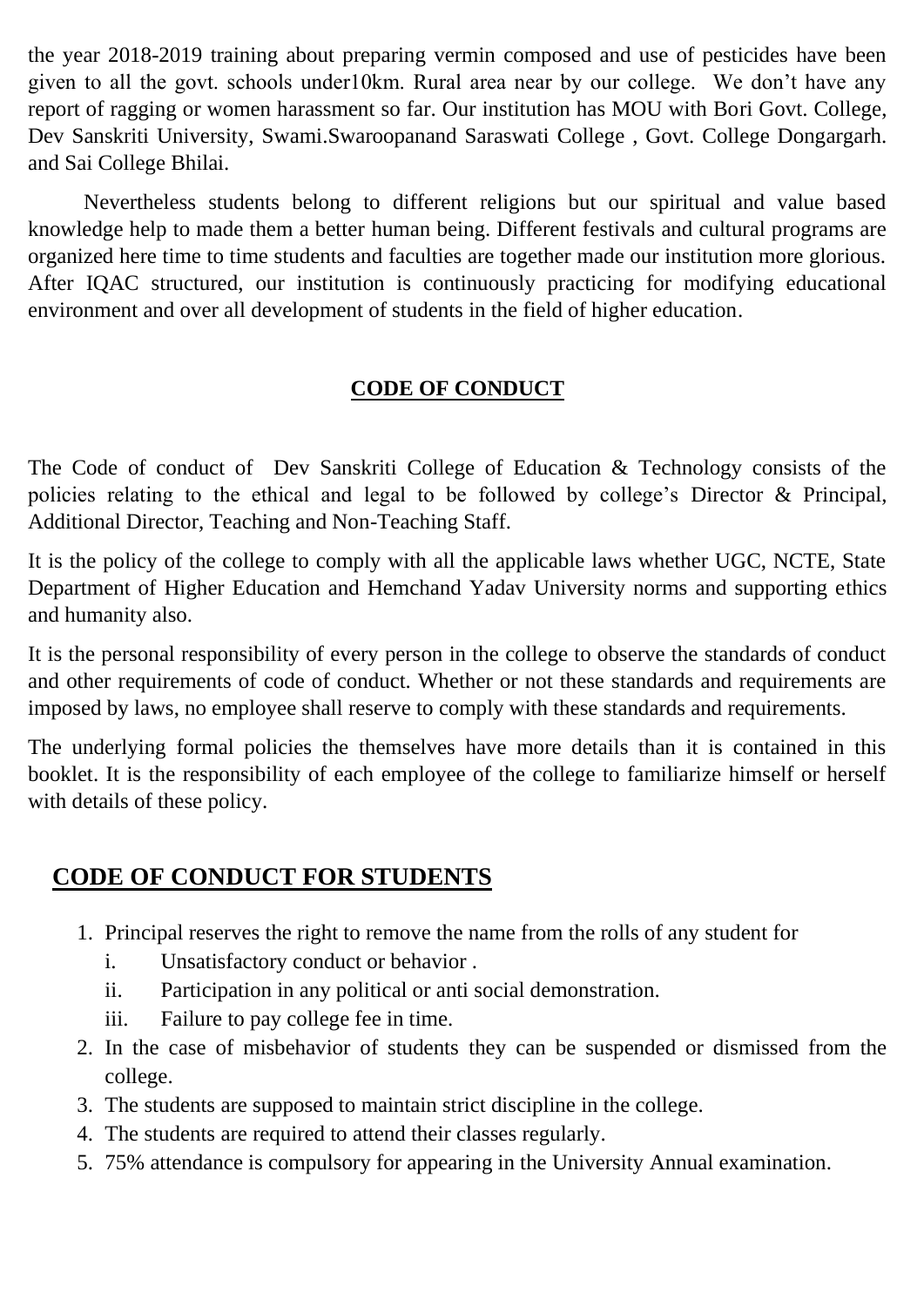the year 2018-2019 training about preparing vermin composed and use of pesticides have been given to all the govt. schools under10km. Rural area near by our college. We don't have any report of ragging or women harassment so far. Our institution has MOU with Bori Govt. College, Dev Sanskriti University, Swami.Swaroopanand Saraswati College , Govt. College Dongargarh. and Sai College Bhilai.

Nevertheless students belong to different religions but our spiritual and value based knowledge help to made them a better human being. Different festivals and cultural programs are organized here time to time students and faculties are together made our institution more glorious. After IQAC structured, our institution is continuously practicing for modifying educational environment and over all development of students in the field of higher education.

## CODE OF CONDUCT

The Code of conduct of Dev Sanskriti College of Education & Technology consists of the policies relating to the ethical and legal to be followed by college's Director & Principal, Additional Director, Teaching and Non-Teaching Staff.

It is the policy of the college to comply with all the applicable laws whether UGC, NCTE, State Department of Higher Education and Hemchand Yadav University norms and supporting ethics and humanity also.

It is the personal responsibility of every person in the college to observe the standards of conduct and other requirements of code of conduct. Whether or not these standards and requirements are imposed by laws, no employee shall reserve to comply with these standards and requirements.

The underlying formal policies the themselves have more details than it is contained in this booklet. It is the responsibility of each employee of the college to familiarize himself or herself with details of these policy.

## CODE OF CONDUCT FOR STUDENTS

1. Principal reserves the right to remove the name from the rolls of any student for
   i. Unsatisfactory conduct or behavior .
   ii. Participation in any political or anti social demonstration.
   iii. Failure to pay college fee in time.
2. In the case of misbehavior of students they can be suspended or dismissed from the college.
3. The students are supposed to maintain strict discipline in the college.
4. The students are required to attend their classes regularly.
5. 75% attendance is compulsory for appearing in the University Annual examination.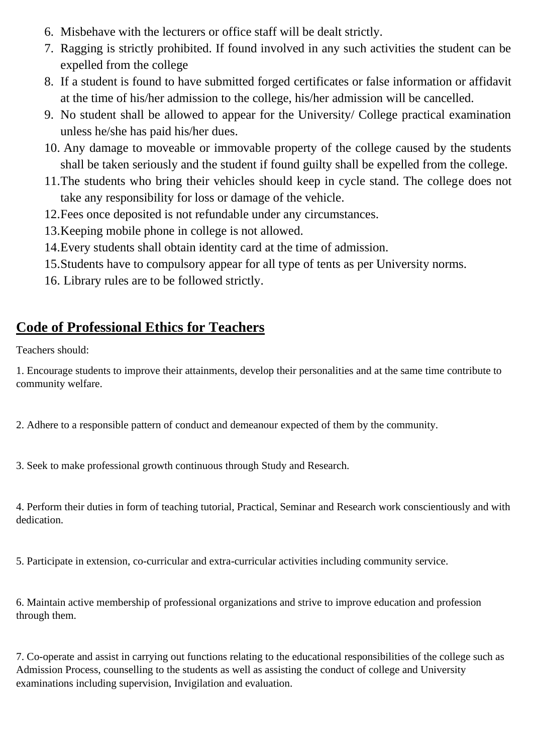6. Misbehave with the lecturers or office staff will be dealt strictly.
7. Ragging is strictly prohibited. If found involved in any such activities the student can be expelled from the college
8. If a student is found to have submitted forged certificates or false information or affidavit at the time of his/her admission to the college, his/her admission will be cancelled.
9. No student shall be allowed to appear for the University/ College practical examination unless he/she has paid his/her dues.
10. Any damage to moveable or immovable property of the college caused by the students shall be taken seriously and the student if found guilty shall be expelled from the college.
11. The students who bring their vehicles should keep in cycle stand. The college does not take any responsibility for loss or damage of the vehicle.
12. Fees once deposited is not refundable under any circumstances.
13. Keeping mobile phone in college is not allowed.
14. Every students shall obtain identity card at the time of admission.
15. Students have to compulsory appear for all type of tents as per University norms.
16. Library rules are to be followed strictly.

## Code of Professional Ethics for Teachers

Teachers should:

1. Encourage students to improve their attainments, develop their personalities and at the same time contribute to community welfare.

2. Adhere to a responsible pattern of conduct and demeanour expected of them by the community.

3. Seek to make professional growth continuous through Study and Research.

4. Perform their duties in form of teaching tutorial, Practical, Seminar and Research work conscientiously and with dedication.

5. Participate in extension, co-curricular and extra-curricular activities including community service.

6. Maintain active membership of professional organizations and strive to improve education and profession through them.

7. Co-operate and assist in carrying out functions relating to the educational responsibilities of the college such as Admission Process, counselling to the students as well as assisting the conduct of college and University examinations including supervision, Invigilation and evaluation.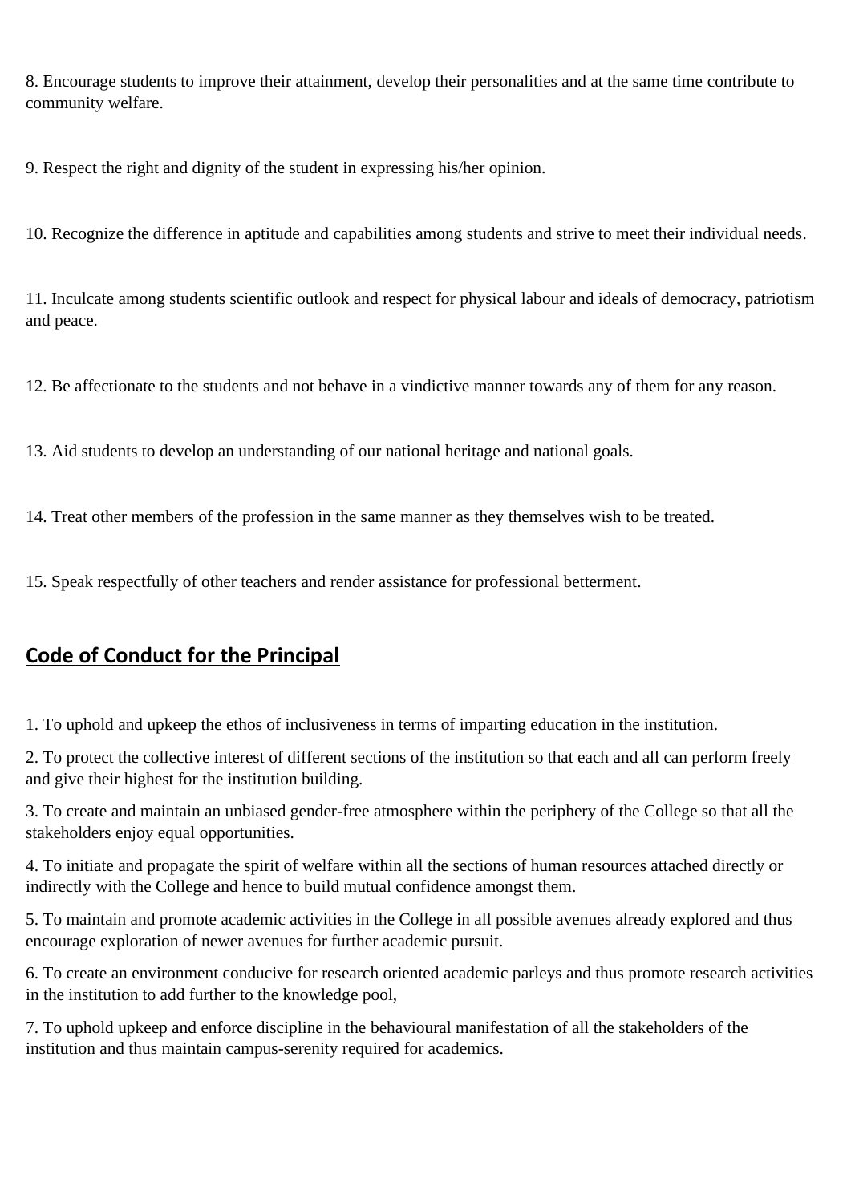8. Encourage students to improve their attainment, develop their personalities and at the same time contribute to community welfare.

9. Respect the right and dignity of the student in expressing his/her opinion.

10. Recognize the difference in aptitude and capabilities among students and strive to meet their individual needs.

11. Inculcate among students scientific outlook and respect for physical labour and ideals of democracy, patriotism and peace.

12. Be affectionate to the students and not behave in a vindictive manner towards any of them for any reason.

13. Aid students to develop an understanding of our national heritage and national goals.

14. Treat other members of the profession in the same manner as they themselves wish to be treated.

15. Speak respectfully of other teachers and render assistance for professional betterment.

## Code of Conduct for the Principal

1. To uphold and upkeep the ethos of inclusiveness in terms of imparting education in the institution.

2. To protect the collective interest of different sections of the institution so that each and all can perform freely and give their highest for the institution building.

3. To create and maintain an unbiased gender-free atmosphere within the periphery of the College so that all the stakeholders enjoy equal opportunities.

4. To initiate and propagate the spirit of welfare within all the sections of human resources attached directly or indirectly with the College and hence to build mutual confidence amongst them.

5. To maintain and promote academic activities in the College in all possible avenues already explored and thus encourage exploration of newer avenues for further academic pursuit.

6. To create an environment conducive for research oriented academic parleys and thus promote research activities in the institution to add further to the knowledge pool,

7. To uphold upkeep and enforce discipline in the behavioural manifestation of all the stakeholders of the institution and thus maintain campus-serenity required for academics.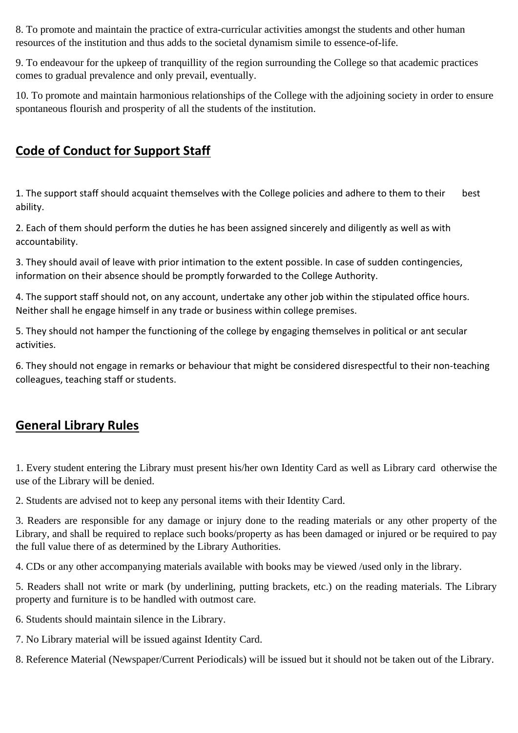8. To promote and maintain the practice of extra-curricular activities amongst the students and other human resources of the institution and thus adds to the societal dynamism simile to essence-of-life.

9. To endeavour for the upkeep of tranquillity of the region surrounding the College so that academic practices comes to gradual prevalence and only prevail, eventually.

10. To promote and maintain harmonious relationships of the College with the adjoining society in order to ensure spontaneous flourish and prosperity of all the students of the institution.

## Code of Conduct for Support Staff

1. The support staff should acquaint themselves with the College policies and adhere to them to their best ability.

2. Each of them should perform the duties he has been assigned sincerely and diligently as well as with accountability.

3. They should avail of leave with prior intimation to the extent possible. In case of sudden contingencies, information on their absence should be promptly forwarded to the College Authority.

4. The support staff should not, on any account, undertake any other job within the stipulated office hours. Neither shall he engage himself in any trade or business within college premises.

5. They should not hamper the functioning of the college by engaging themselves in political or ant secular activities.

6. They should not engage in remarks or behaviour that might be considered disrespectful to their non-teaching colleagues, teaching staff or students.

## General Library Rules

1. Every student entering the Library must present his/her own Identity Card as well as Library card otherwise the use of the Library will be denied.

2. Students are advised not to keep any personal items with their Identity Card.

3. Readers are responsible for any damage or injury done to the reading materials or any other property of the Library, and shall be required to replace such books/property as has been damaged or injured or be required to pay the full value there of as determined by the Library Authorities.

4. CDs or any other accompanying materials available with books may be viewed /used only in the library.

5. Readers shall not write or mark (by underlining, putting brackets, etc.) on the reading materials. The Library property and furniture is to be handled with outmost care.

6. Students should maintain silence in the Library.

7. No Library material will be issued against Identity Card.

8. Reference Material (Newspaper/Current Periodicals) will be issued but it should not be taken out of the Library.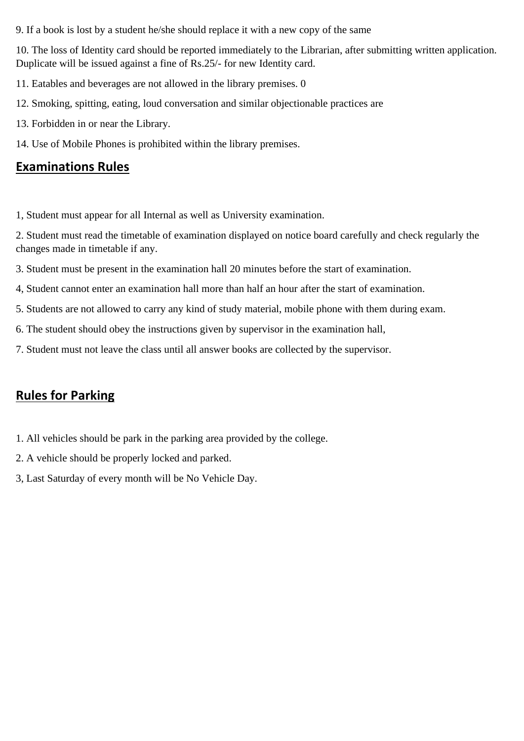9. If a book is lost by a student he/she should replace it with a new copy of the same

10. The loss of Identity card should be reported immediately to the Librarian, after submitting written application. Duplicate will be issued against a fine of Rs.25/- for new Identity card.

11. Eatables and beverages are not allowed in the library premises. 0

12. Smoking, spitting, eating, loud conversation and similar objectionable practices are

13. Forbidden in or near the Library.

14. Use of Mobile Phones is prohibited within the library premises.

## Examinations Rules

1, Student must appear for all Internal as well as University examination.

2. Student must read the timetable of examination displayed on notice board carefully and check regularly the changes made in timetable if any.

3. Student must be present in the examination hall 20 minutes before the start of examination.

4, Student cannot enter an examination hall more than half an hour after the start of examination.

5. Students are not allowed to carry any kind of study material, mobile phone with them during exam.

6. The student should obey the instructions given by supervisor in the examination hall,

7. Student must not leave the class until all answer books are collected by the supervisor.

## Rules for Parking

1. All vehicles should be park in the parking area provided by the college.

2. A vehicle should be properly locked and parked.

3, Last Saturday of every month will be No Vehicle Day.